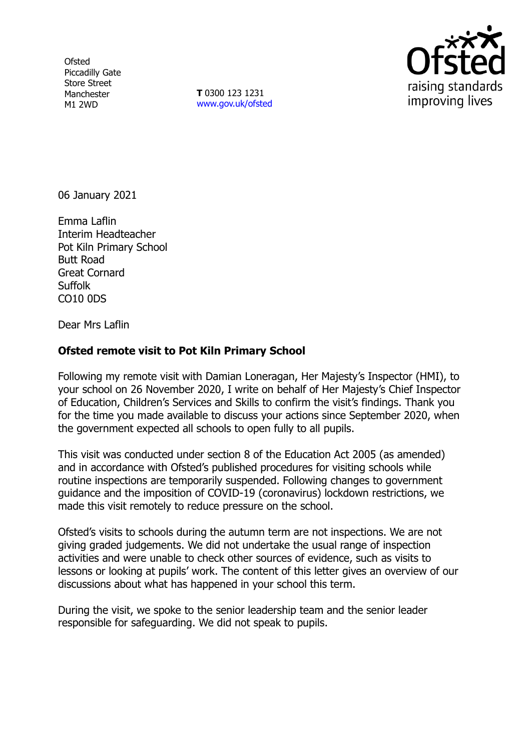Ofsted
Piccadilly Gate
Store Street
Manchester
M1 2WD

**T** 0300 123 1231
www.gov.uk/ofsted

06 January 2021

Emma Laflin
Interim Headteacher
Pot Kiln Primary School
Butt Road
Great Cornard
Suffolk
CO10 0DS

Dear Mrs Laflin

**Ofsted remote visit to Pot Kiln Primary School**

Following my remote visit with Damian Loneragan, Her Majesty's Inspector (HMI), to your school on 26 November 2020, I write on behalf of Her Majesty's Chief Inspector of Education, Children's Services and Skills to confirm the visit's findings. Thank you for the time you made available to discuss your actions since September 2020, when the government expected all schools to open fully to all pupils.

This visit was conducted under section 8 of the Education Act 2005 (as amended) and in accordance with Ofsted's published procedures for visiting schools while routine inspections are temporarily suspended. Following changes to government guidance and the imposition of COVID-19 (coronavirus) lockdown restrictions, we made this visit remotely to reduce pressure on the school.

Ofsted's visits to schools during the autumn term are not inspections. We are not giving graded judgements. We did not undertake the usual range of inspection activities and were unable to check other sources of evidence, such as visits to lessons or looking at pupils' work. The content of this letter gives an overview of our discussions about what has happened in your school this term.

During the visit, we spoke to the senior leadership team and the senior leader responsible for safeguarding. We did not speak to pupils.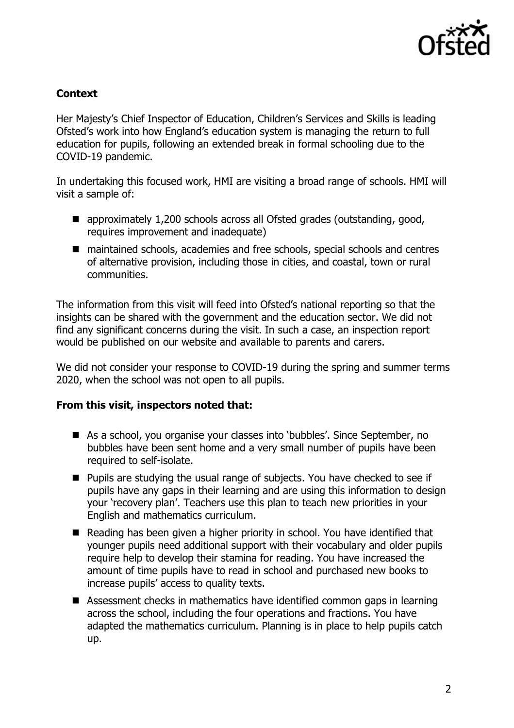**Context**

Her Majesty's Chief Inspector of Education, Children's Services and Skills is leading Ofsted's work into how England's education system is managing the return to full education for pupils, following an extended break in formal schooling due to the COVID-19 pandemic.

In undertaking this focused work, HMI are visiting a broad range of schools. HMI will visit a sample of:

- approximately 1,200 schools across all Ofsted grades (outstanding, good, requires improvement and inadequate)
- maintained schools, academies and free schools, special schools and centres of alternative provision, including those in cities, and coastal, town or rural communities.

The information from this visit will feed into Ofsted's national reporting so that the insights can be shared with the government and the education sector. We did not find any significant concerns during the visit. In such a case, an inspection report would be published on our website and available to parents and carers.

We did not consider your response to COVID-19 during the spring and summer terms 2020, when the school was not open to all pupils.

**From this visit, inspectors noted that:**

- As a school, you organise your classes into 'bubbles'. Since September, no bubbles have been sent home and a very small number of pupils have been required to self-isolate.
- Pupils are studying the usual range of subjects. You have checked to see if pupils have any gaps in their learning and are using this information to design your 'recovery plan'. Teachers use this plan to teach new priorities in your English and mathematics curriculum.
- Reading has been given a higher priority in school. You have identified that younger pupils need additional support with their vocabulary and older pupils require help to develop their stamina for reading. You have increased the amount of time pupils have to read in school and purchased new books to increase pupils' access to quality texts.
- Assessment checks in mathematics have identified common gaps in learning across the school, including the four operations and fractions. You have adapted the mathematics curriculum. Planning is in place to help pupils catch up.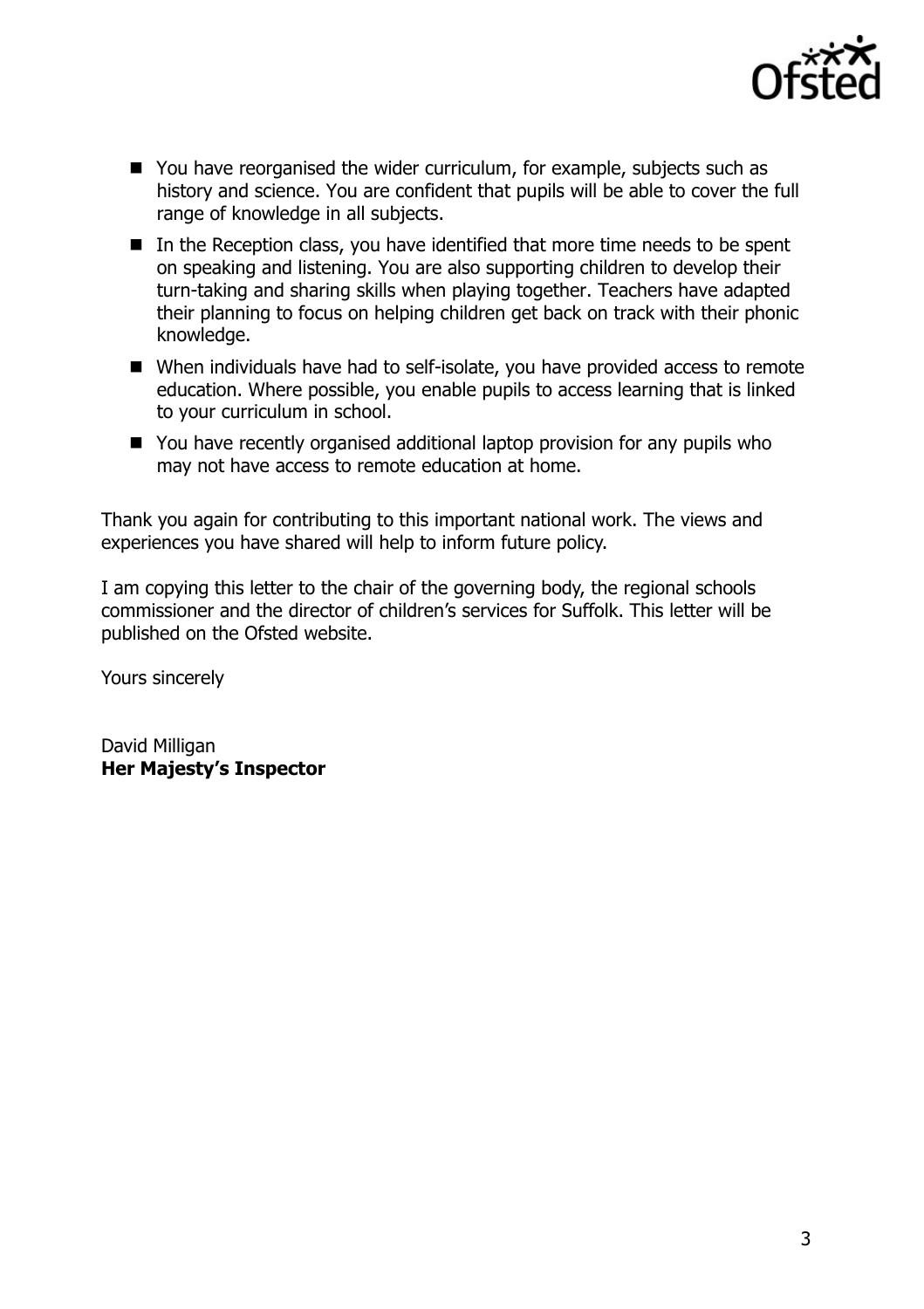- You have reorganised the wider curriculum, for example, subjects such as history and science. You are confident that pupils will be able to cover the full range of knowledge in all subjects.
- In the Reception class, you have identified that more time needs to be spent on speaking and listening. You are also supporting children to develop their turn-taking and sharing skills when playing together. Teachers have adapted their planning to focus on helping children get back on track with their phonic knowledge.
- When individuals have had to self-isolate, you have provided access to remote education. Where possible, you enable pupils to access learning that is linked to your curriculum in school.
- You have recently organised additional laptop provision for any pupils who may not have access to remote education at home.

Thank you again for contributing to this important national work. The views and experiences you have shared will help to inform future policy.

I am copying this letter to the chair of the governing body, the regional schools commissioner and the director of children's services for Suffolk. This letter will be published on the Ofsted website.

Yours sincerely

David Milligan
**Her Majesty's Inspector**